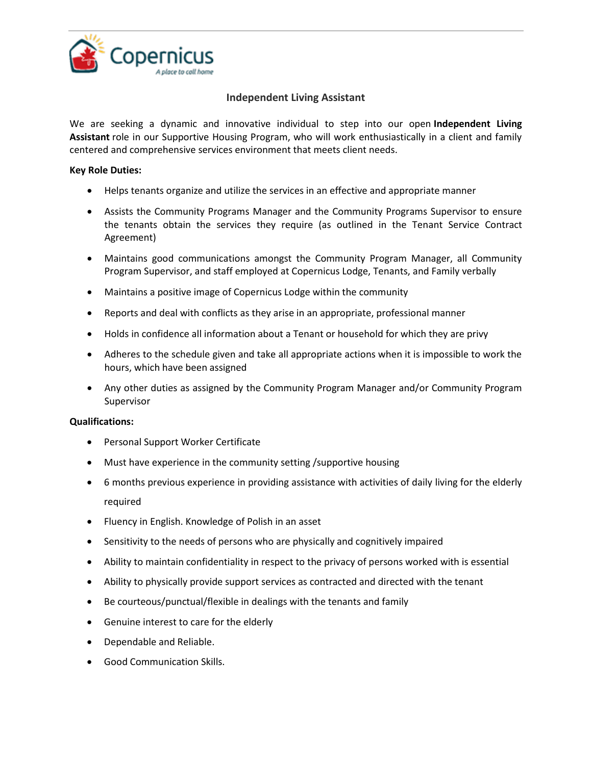Copernicus

*A place to call home*

# Independent Living Assistant

We are seeking a dynamic and innovative individual to step into our open **Independent Living Assistant** role in our Supportive Housing Program, who will work enthusiastically in a client and family centered and comprehensive services environment that meets client needs.

**Key Role Duties:**

- Helps tenants organize and utilize the services in an effective and appropriate manner
- Assists the Community Programs Manager and the Community Programs Supervisor to ensure the tenants obtain the services they require (as outlined in the Tenant Service Contract Agreement)
- Maintains good communications amongst the Community Program Manager, all Community Program Supervisor, and staff employed at Copernicus Lodge, Tenants, and Family verbally
- Maintains a positive image of Copernicus Lodge within the community
- Reports and deal with conflicts as they arise in an appropriate, professional manner
- Holds in confidence all information about a Tenant or household for which they are privy
- Adheres to the schedule given and take all appropriate actions when it is impossible to work the hours, which have been assigned
- Any other duties as assigned by the Community Program Manager and/or Community Program Supervisor

**Qualifications:**

- Personal Support Worker Certificate
- Must have experience in the community setting /supportive housing
- 6 months previous experience in providing assistance with activities of daily living for the elderly required
- Fluency in English. Knowledge of Polish in an asset
- Sensitivity to the needs of persons who are physically and cognitively impaired
- Ability to maintain confidentiality in respect to the privacy of persons worked with is essential
- Ability to physically provide support services as contracted and directed with the tenant
- Be courteous/punctual/flexible in dealings with the tenants and family
- Genuine interest to care for the elderly
- Dependable and Reliable.
- Good Communication Skills.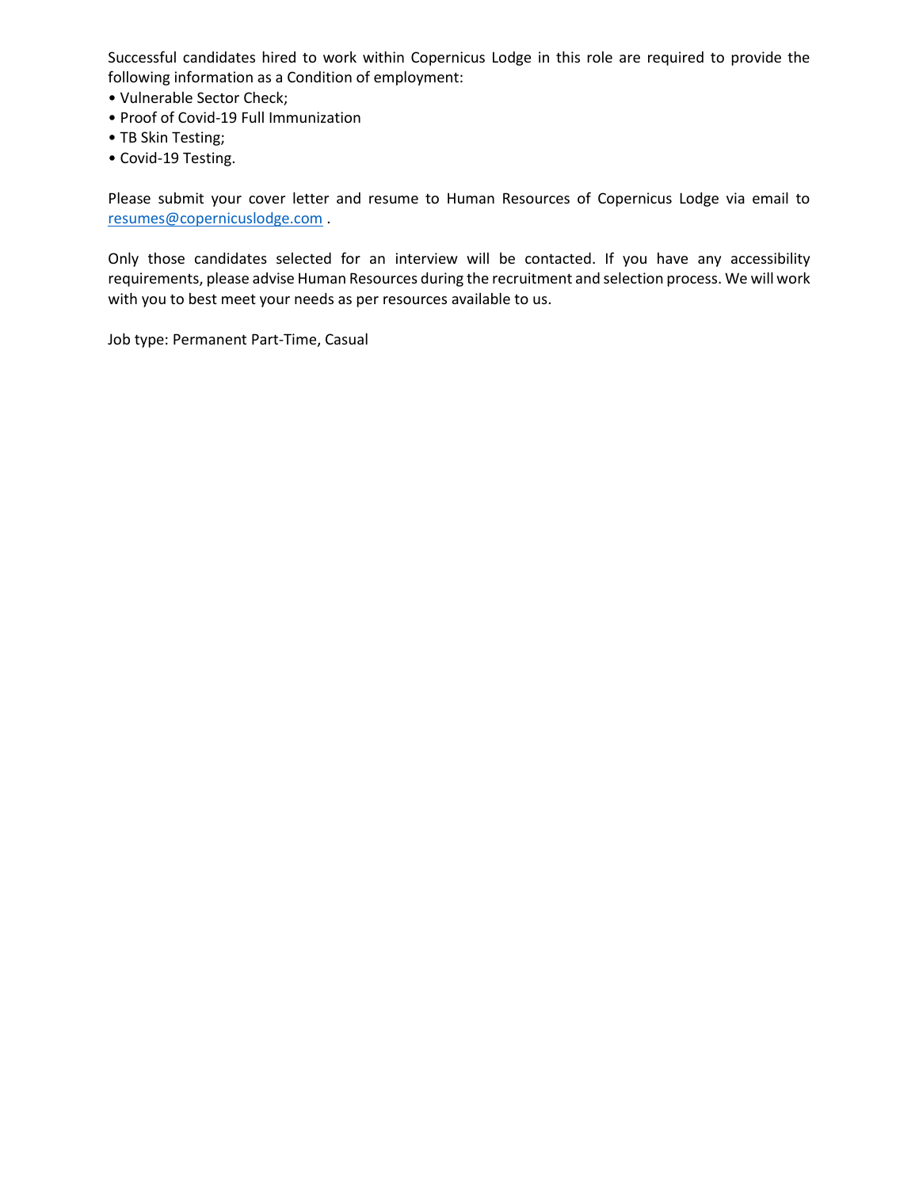Successful candidates hired to work within Copernicus Lodge in this role are required to provide the following information as a Condition of employment:

- Vulnerable Sector Check;
- Proof of Covid-19 Full Immunization
- TB Skin Testing;
- Covid-19 Testing.

Please submit your cover letter and resume to Human Resources of Copernicus Lodge via email to resumes@copernicuslodge.com .

Only those candidates selected for an interview will be contacted. If you have any accessibility requirements, please advise Human Resources during the recruitment and selection process. We will work with you to best meet your needs as per resources available to us.

Job type: Permanent Part-Time, Casual